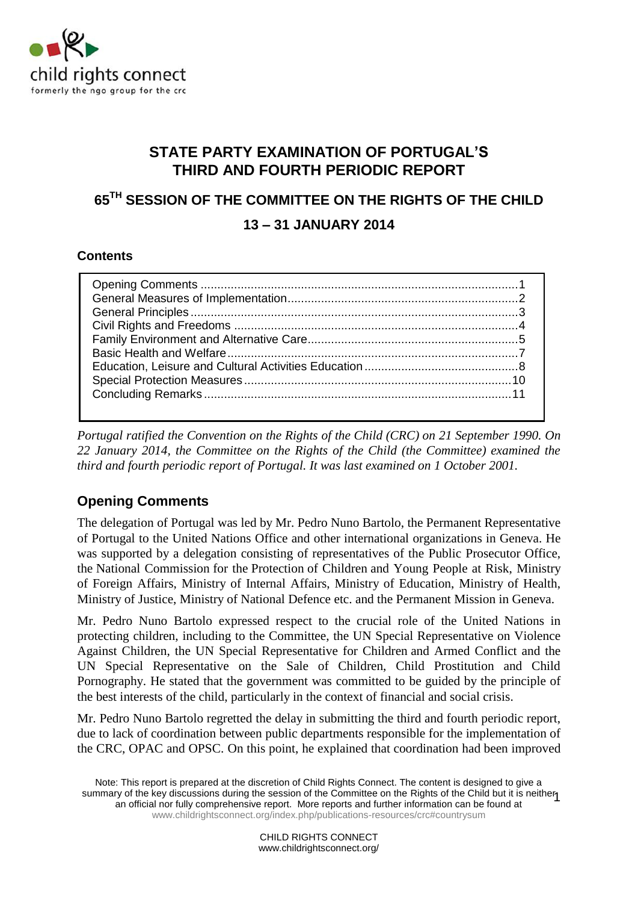# STATE PARTY EXAMINATION OF PORTUGAL'S THIRD AND FOURTH PERIODIC REPORT

## 65TH SESSION OF THE COMMITTEE ON THE RIGHTS OF THE CHILD

## 13 – 31 JANUARY 2014

**Contents**

| | |
|---|---|
| Opening Comments | 1 |
| General Measures of Implementation | 2 |
| General Principles | 3 |
| Civil Rights and Freedoms | 4 |
| Family Environment and Alternative Care | 5 |
| Basic Health and Welfare | 7 |
| Education, Leisure and Cultural Activities Education | 8 |
| Special Protection Measures | 10 |
| Concluding Remarks | 11 |

*Portugal ratified the Convention on the Rights of the Child (CRC) on 21 September 1990. On 22 January 2014, the Committee on the Rights of the Child (the Committee) examined the third and fourth periodic report of Portugal. It was last examined on 1 October 2001.*

## Opening Comments

The delegation of Portugal was led by Mr. Pedro Nuno Bartolo, the Permanent Representative of Portugal to the United Nations Office and other international organizations in Geneva. He was supported by a delegation consisting of representatives of the Public Prosecutor Office, the National Commission for the Protection of Children and Young People at Risk, Ministry of Foreign Affairs, Ministry of Internal Affairs, Ministry of Education, Ministry of Health, Ministry of Justice, Ministry of National Defence etc. and the Permanent Mission in Geneva.

Mr. Pedro Nuno Bartolo expressed respect to the crucial role of the United Nations in protecting children, including to the Committee, the UN Special Representative on Violence Against Children, the UN Special Representative for Children and Armed Conflict and the UN Special Representative on the Sale of Children, Child Prostitution and Child Pornography. He stated that the government was committed to be guided by the principle of the best interests of the child, particularly in the context of financial and social crisis.

Mr. Pedro Nuno Bartolo regretted the delay in submitting the third and fourth periodic report, due to lack of coordination between public departments responsible for the implementation of the CRC, OPAC and OPSC. On this point, he explained that coordination had been improved

Note: This report is prepared at the discretion of Child Rights Connect. The content is designed to give a summary of the key discussions during the session of the Committee on the Rights of the Child but it is neither an official nor fully comprehensive report. More reports and further information can be found at www.childrightsconnect.org/index.php/publications-resources/crc#countrysum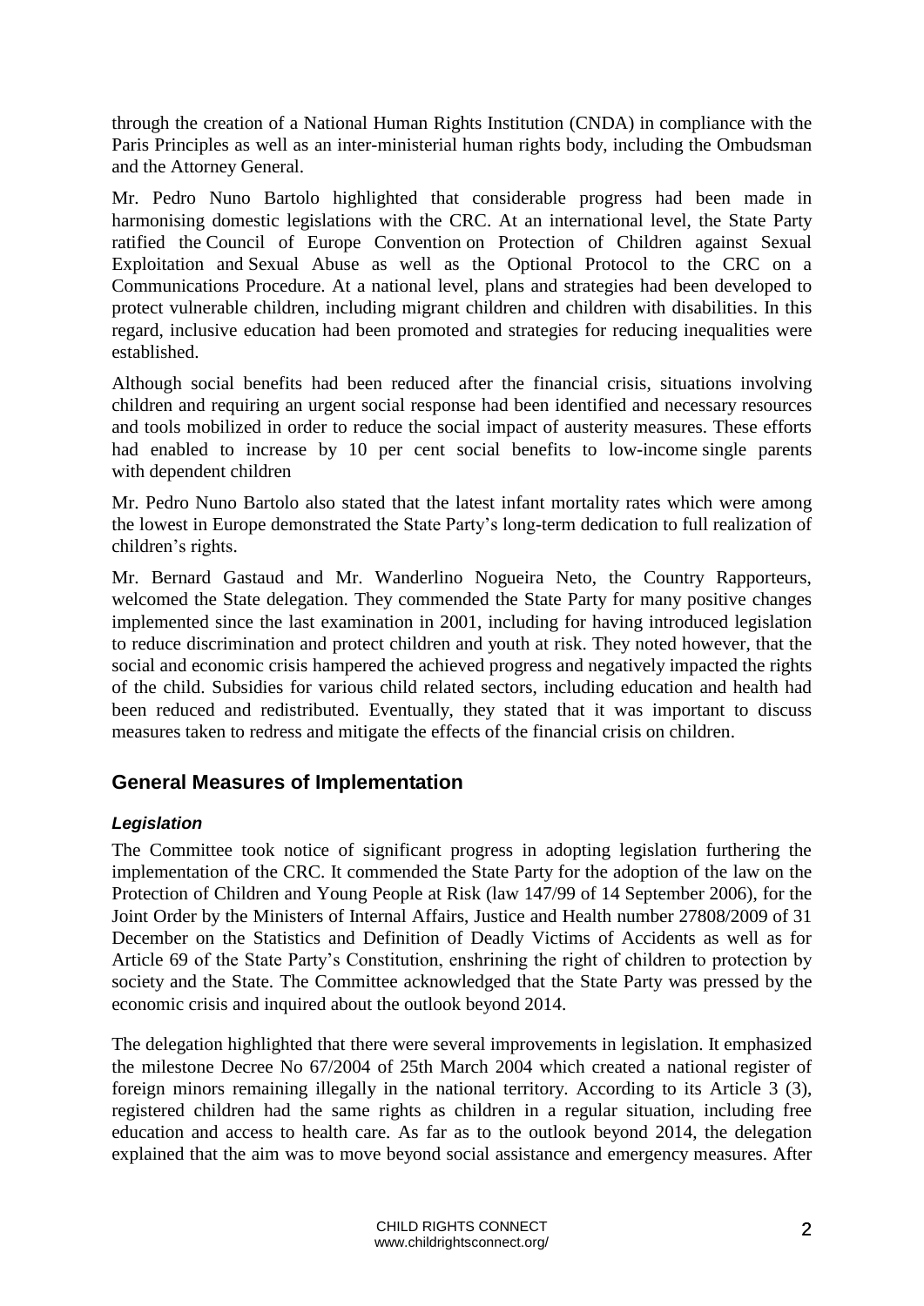through the creation of a National Human Rights Institution (CNDA) in compliance with the Paris Principles as well as an inter-ministerial human rights body, including the Ombudsman and the Attorney General.

Mr. Pedro Nuno Bartolo highlighted that considerable progress had been made in harmonising domestic legislations with the CRC. At an international level, the State Party ratified the Council of Europe Convention on Protection of Children against Sexual Exploitation and Sexual Abuse as well as the Optional Protocol to the CRC on a Communications Procedure. At a national level, plans and strategies had been developed to protect vulnerable children, including migrant children and children with disabilities. In this regard, inclusive education had been promoted and strategies for reducing inequalities were established.

Although social benefits had been reduced after the financial crisis, situations involving children and requiring an urgent social response had been identified and necessary resources and tools mobilized in order to reduce the social impact of austerity measures. These efforts had enabled to increase by 10 per cent social benefits to low-income single parents with dependent children

Mr. Pedro Nuno Bartolo also stated that the latest infant mortality rates which were among the lowest in Europe demonstrated the State Party's long-term dedication to full realization of children's rights.

Mr. Bernard Gastaud and Mr. Wanderlino Nogueira Neto, the Country Rapporteurs, welcomed the State delegation. They commended the State Party for many positive changes implemented since the last examination in 2001, including for having introduced legislation to reduce discrimination and protect children and youth at risk. They noted however, that the social and economic crisis hampered the achieved progress and negatively impacted the rights of the child. Subsidies for various child related sectors, including education and health had been reduced and redistributed. Eventually, they stated that it was important to discuss measures taken to redress and mitigate the effects of the financial crisis on children.

## General Measures of Implementation

### *Legislation*

The Committee took notice of significant progress in adopting legislation furthering the implementation of the CRC. It commended the State Party for the adoption of the law on the Protection of Children and Young People at Risk (law 147/99 of 14 September 2006), for the Joint Order by the Ministers of Internal Affairs, Justice and Health number 27808/2009 of 31 December on the Statistics and Definition of Deadly Victims of Accidents as well as for Article 69 of the State Party's Constitution, enshrining the right of children to protection by society and the State. The Committee acknowledged that the State Party was pressed by the economic crisis and inquired about the outlook beyond 2014.

The delegation highlighted that there were several improvements in legislation. It emphasized the milestone Decree No 67/2004 of 25th March 2004 which created a national register of foreign minors remaining illegally in the national territory. According to its Article 3 (3), registered children had the same rights as children in a regular situation, including free education and access to health care. As far as to the outlook beyond 2014, the delegation explained that the aim was to move beyond social assistance and emergency measures. After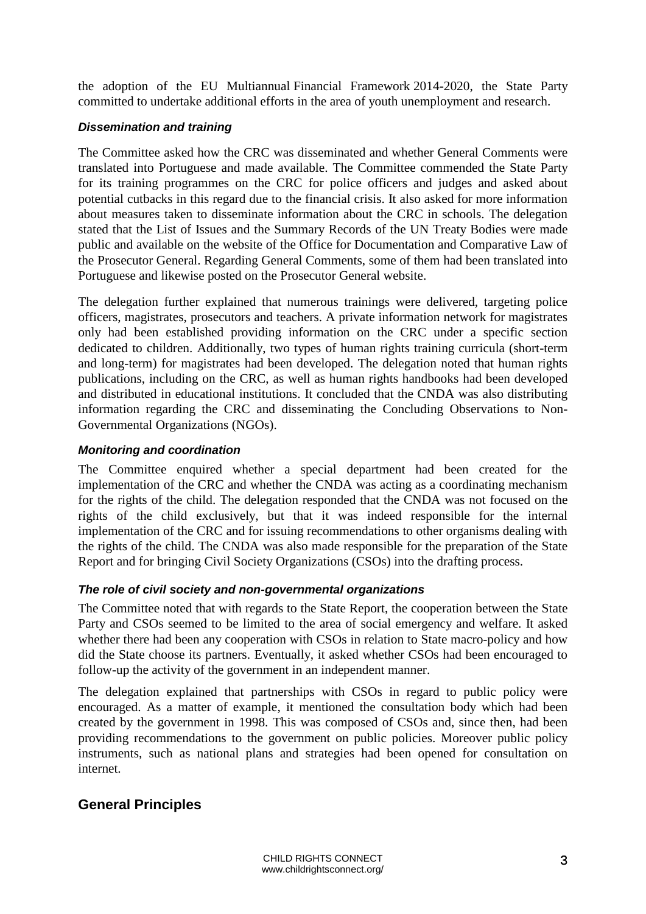the adoption of the EU Multiannual Financial Framework 2014-2020, the State Party committed to undertake additional efforts in the area of youth unemployment and research.

#### *Dissemination and training*

The Committee asked how the CRC was disseminated and whether General Comments were translated into Portuguese and made available. The Committee commended the State Party for its training programmes on the CRC for police officers and judges and asked about potential cutbacks in this regard due to the financial crisis. It also asked for more information about measures taken to disseminate information about the CRC in schools. The delegation stated that the List of Issues and the Summary Records of the UN Treaty Bodies were made public and available on the website of the Office for Documentation and Comparative Law of the Prosecutor General. Regarding General Comments, some of them had been translated into Portuguese and likewise posted on the Prosecutor General website.

The delegation further explained that numerous trainings were delivered, targeting police officers, magistrates, prosecutors and teachers. A private information network for magistrates only had been established providing information on the CRC under a specific section dedicated to children. Additionally, two types of human rights training curricula (short-term and long-term) for magistrates had been developed. The delegation noted that human rights publications, including on the CRC, as well as human rights handbooks had been developed and distributed in educational institutions. It concluded that the CNDA was also distributing information regarding the CRC and disseminating the Concluding Observations to Non-Governmental Organizations (NGOs).

#### *Monitoring and coordination*

The Committee enquired whether a special department had been created for the implementation of the CRC and whether the CNDA was acting as a coordinating mechanism for the rights of the child. The delegation responded that the CNDA was not focused on the rights of the child exclusively, but that it was indeed responsible for the internal implementation of the CRC and for issuing recommendations to other organisms dealing with the rights of the child. The CNDA was also made responsible for the preparation of the State Report and for bringing Civil Society Organizations (CSOs) into the drafting process.

#### *The role of civil society and non-governmental organizations*

The Committee noted that with regards to the State Report, the cooperation between the State Party and CSOs seemed to be limited to the area of social emergency and welfare. It asked whether there had been any cooperation with CSOs in relation to State macro-policy and how did the State choose its partners. Eventually, it asked whether CSOs had been encouraged to follow-up the activity of the government in an independent manner.

The delegation explained that partnerships with CSOs in regard to public policy were encouraged. As a matter of example, it mentioned the consultation body which had been created by the government in 1998. This was composed of CSOs and, since then, had been providing recommendations to the government on public policies. Moreover public policy instruments, such as national plans and strategies had been opened for consultation on internet.

## General Principles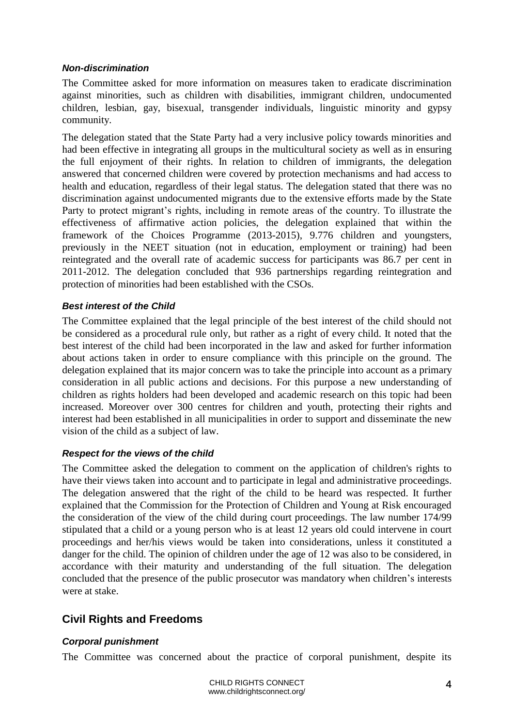### *Non-discrimination*

The Committee asked for more information on measures taken to eradicate discrimination against minorities, such as children with disabilities, immigrant children, undocumented children, lesbian, gay, bisexual, transgender individuals, linguistic minority and gypsy community.

The delegation stated that the State Party had a very inclusive policy towards minorities and had been effective in integrating all groups in the multicultural society as well as in ensuring the full enjoyment of their rights. In relation to children of immigrants, the delegation answered that concerned children were covered by protection mechanisms and had access to health and education, regardless of their legal status. The delegation stated that there was no discrimination against undocumented migrants due to the extensive efforts made by the State Party to protect migrant's rights, including in remote areas of the country. To illustrate the effectiveness of affirmative action policies, the delegation explained that within the framework of the Choices Programme (2013-2015), 9.776 children and youngsters, previously in the NEET situation (not in education, employment or training) had been reintegrated and the overall rate of academic success for participants was 86.7 per cent in 2011-2012. The delegation concluded that 936 partnerships regarding reintegration and protection of minorities had been established with the CSOs.

### *Best interest of the Child*

The Committee explained that the legal principle of the best interest of the child should not be considered as a procedural rule only, but rather as a right of every child. It noted that the best interest of the child had been incorporated in the law and asked for further information about actions taken in order to ensure compliance with this principle on the ground. The delegation explained that its major concern was to take the principle into account as a primary consideration in all public actions and decisions. For this purpose a new understanding of children as rights holders had been developed and academic research on this topic had been increased. Moreover over 300 centres for children and youth, protecting their rights and interest had been established in all municipalities in order to support and disseminate the new vision of the child as a subject of law.

### *Respect for the views of the child*

The Committee asked the delegation to comment on the application of children's rights to have their views taken into account and to participate in legal and administrative proceedings. The delegation answered that the right of the child to be heard was respected. It further explained that the Commission for the Protection of Children and Young at Risk encouraged the consideration of the view of the child during court proceedings. The law number 174/99 stipulated that a child or a young person who is at least 12 years old could intervene in court proceedings and her/his views would be taken into considerations, unless it constituted a danger for the child. The opinion of children under the age of 12 was also to be considered, in accordance with their maturity and understanding of the full situation. The delegation concluded that the presence of the public prosecutor was mandatory when children's interests were at stake.

## Civil Rights and Freedoms

### *Corporal punishment*

The Committee was concerned about the practice of corporal punishment, despite its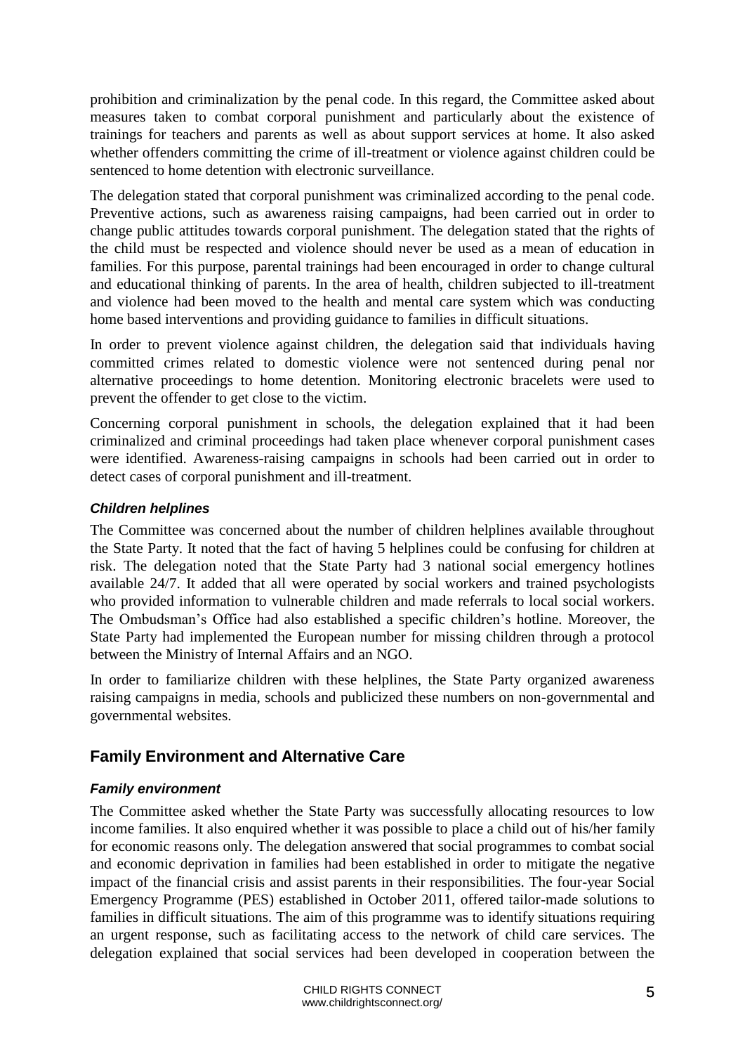prohibition and criminalization by the penal code. In this regard, the Committee asked about measures taken to combat corporal punishment and particularly about the existence of trainings for teachers and parents as well as about support services at home. It also asked whether offenders committing the crime of ill-treatment or violence against children could be sentenced to home detention with electronic surveillance.

The delegation stated that corporal punishment was criminalized according to the penal code. Preventive actions, such as awareness raising campaigns, had been carried out in order to change public attitudes towards corporal punishment. The delegation stated that the rights of the child must be respected and violence should never be used as a mean of education in families. For this purpose, parental trainings had been encouraged in order to change cultural and educational thinking of parents. In the area of health, children subjected to ill-treatment and violence had been moved to the health and mental care system which was conducting home based interventions and providing guidance to families in difficult situations.

In order to prevent violence against children, the delegation said that individuals having committed crimes related to domestic violence were not sentenced during penal nor alternative proceedings to home detention. Monitoring electronic bracelets were used to prevent the offender to get close to the victim.

Concerning corporal punishment in schools, the delegation explained that it had been criminalized and criminal proceedings had taken place whenever corporal punishment cases were identified. Awareness-raising campaigns in schools had been carried out in order to detect cases of corporal punishment and ill-treatment.

### *Children helplines*

The Committee was concerned about the number of children helplines available throughout the State Party. It noted that the fact of having 5 helplines could be confusing for children at risk. The delegation noted that the State Party had 3 national social emergency hotlines available 24/7. It added that all were operated by social workers and trained psychologists who provided information to vulnerable children and made referrals to local social workers. The Ombudsman's Office had also established a specific children's hotline. Moreover, the State Party had implemented the European number for missing children through a protocol between the Ministry of Internal Affairs and an NGO.

In order to familiarize children with these helplines, the State Party organized awareness raising campaigns in media, schools and publicized these numbers on non-governmental and governmental websites.

## Family Environment and Alternative Care

### *Family environment*

The Committee asked whether the State Party was successfully allocating resources to low income families. It also enquired whether it was possible to place a child out of his/her family for economic reasons only. The delegation answered that social programmes to combat social and economic deprivation in families had been established in order to mitigate the negative impact of the financial crisis and assist parents in their responsibilities. The four-year Social Emergency Programme (PES) established in October 2011, offered tailor-made solutions to families in difficult situations. The aim of this programme was to identify situations requiring an urgent response, such as facilitating access to the network of child care services. The delegation explained that social services had been developed in cooperation between the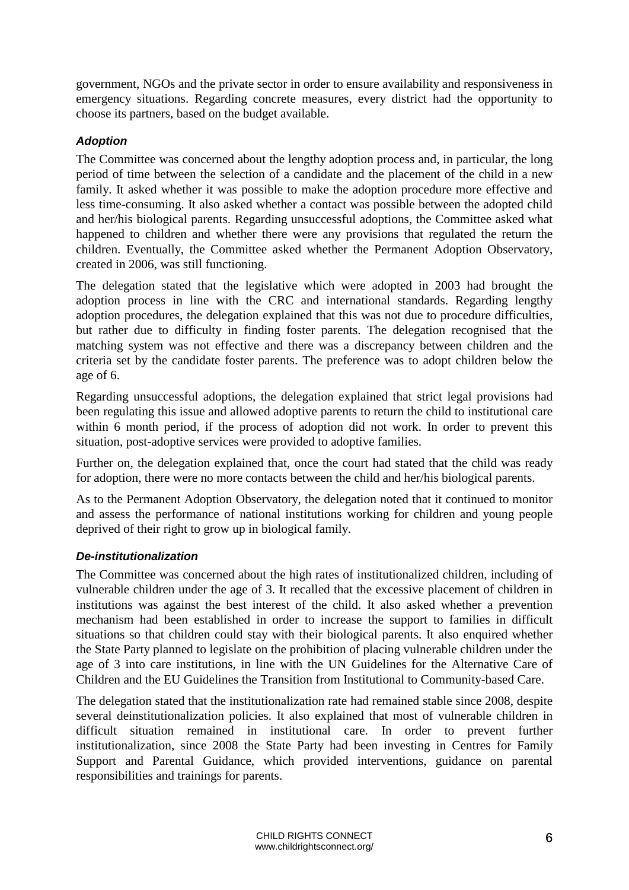government, NGOs and the private sector in order to ensure availability and responsiveness in emergency situations. Regarding concrete measures, every district had the opportunity to choose its partners, based on the budget available.

### ***Adoption***

The Committee was concerned about the lengthy adoption process and, in particular, the long period of time between the selection of a candidate and the placement of the child in a new family. It asked whether it was possible to make the adoption procedure more effective and less time-consuming. It also asked whether a contact was possible between the adopted child and her/his biological parents. Regarding unsuccessful adoptions, the Committee asked what happened to children and whether there were any provisions that regulated the return the children. Eventually, the Committee asked whether the Permanent Adoption Observatory, created in 2006, was still functioning.

The delegation stated that the legislative which were adopted in 2003 had brought the adoption process in line with the CRC and international standards. Regarding lengthy adoption procedures, the delegation explained that this was not due to procedure difficulties, but rather due to difficulty in finding foster parents. The delegation recognised that the matching system was not effective and there was a discrepancy between children and the criteria set by the candidate foster parents. The preference was to adopt children below the age of 6.

Regarding unsuccessful adoptions, the delegation explained that strict legal provisions had been regulating this issue and allowed adoptive parents to return the child to institutional care within 6 month period, if the process of adoption did not work. In order to prevent this situation, post-adoptive services were provided to adoptive families.

Further on, the delegation explained that, once the court had stated that the child was ready for adoption, there were no more contacts between the child and her/his biological parents.

As to the Permanent Adoption Observatory, the delegation noted that it continued to monitor and assess the performance of national institutions working for children and young people deprived of their right to grow up in biological family.

### ***De-institutionalization***

The Committee was concerned about the high rates of institutionalized children, including of vulnerable children under the age of 3. It recalled that the excessive placement of children in institutions was against the best interest of the child. It also asked whether a prevention mechanism had been established in order to increase the support to families in difficult situations so that children could stay with their biological parents. It also enquired whether the State Party planned to legislate on the prohibition of placing vulnerable children under the age of 3 into care institutions, in line with the UN Guidelines for the Alternative Care of Children and the EU Guidelines the Transition from Institutional to Community-based Care.

The delegation stated that the institutionalization rate had remained stable since 2008, despite several deinstitutionalization policies. It also explained that most of vulnerable children in difficult situation remained in institutional care. In order to prevent further institutionalization, since 2008 the State Party had been investing in Centres for Family Support and Parental Guidance, which provided interventions, guidance on parental responsibilities and trainings for parents.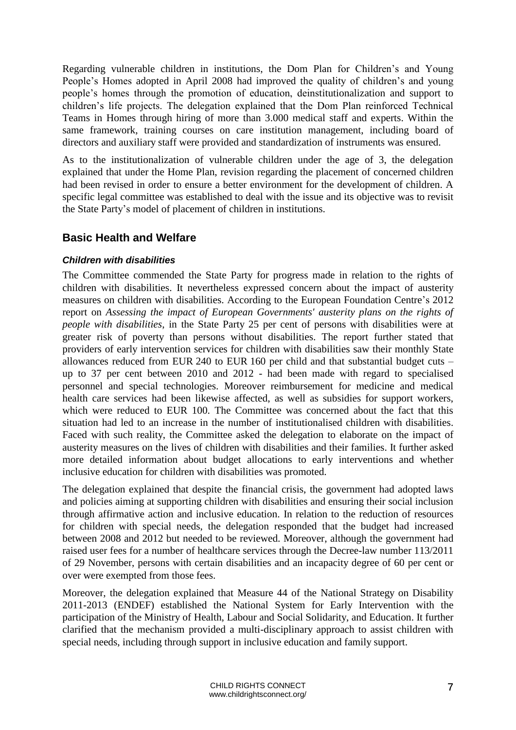Regarding vulnerable children in institutions, the Dom Plan for Children's and Young People's Homes adopted in April 2008 had improved the quality of children's and young people's homes through the promotion of education, deinstitutionalization and support to children's life projects. The delegation explained that the Dom Plan reinforced Technical Teams in Homes through hiring of more than 3.000 medical staff and experts. Within the same framework, training courses on care institution management, including board of directors and auxiliary staff were provided and standardization of instruments was ensured.

As to the institutionalization of vulnerable children under the age of 3, the delegation explained that under the Home Plan, revision regarding the placement of concerned children had been revised in order to ensure a better environment for the development of children. A specific legal committee was established to deal with the issue and its objective was to revisit the State Party's model of placement of children in institutions.

## Basic Health and Welfare

### *Children with disabilities*

The Committee commended the State Party for progress made in relation to the rights of children with disabilities. It nevertheless expressed concern about the impact of austerity measures on children with disabilities. According to the European Foundation Centre's 2012 report on *Assessing the impact of European Governments' austerity plans on the rights of people with disabilities*, in the State Party 25 per cent of persons with disabilities were at greater risk of poverty than persons without disabilities. The report further stated that providers of early intervention services for children with disabilities saw their monthly State allowances reduced from EUR 240 to EUR 160 per child and that substantial budget cuts – up to 37 per cent between 2010 and 2012 - had been made with regard to specialised personnel and special technologies. Moreover reimbursement for medicine and medical health care services had been likewise affected, as well as subsidies for support workers, which were reduced to EUR 100. The Committee was concerned about the fact that this situation had led to an increase in the number of institutionalised children with disabilities. Faced with such reality, the Committee asked the delegation to elaborate on the impact of austerity measures on the lives of children with disabilities and their families. It further asked more detailed information about budget allocations to early interventions and whether inclusive education for children with disabilities was promoted.

The delegation explained that despite the financial crisis, the government had adopted laws and policies aiming at supporting children with disabilities and ensuring their social inclusion through affirmative action and inclusive education. In relation to the reduction of resources for children with special needs, the delegation responded that the budget had increased between 2008 and 2012 but needed to be reviewed. Moreover, although the government had raised user fees for a number of healthcare services through the Decree-law number 113/2011 of 29 November, persons with certain disabilities and an incapacity degree of 60 per cent or over were exempted from those fees.

Moreover, the delegation explained that Measure 44 of the National Strategy on Disability 2011-2013 (ENDEF) established the National System for Early Intervention with the participation of the Ministry of Health, Labour and Social Solidarity, and Education. It further clarified that the mechanism provided a multi-disciplinary approach to assist children with special needs, including through support in inclusive education and family support.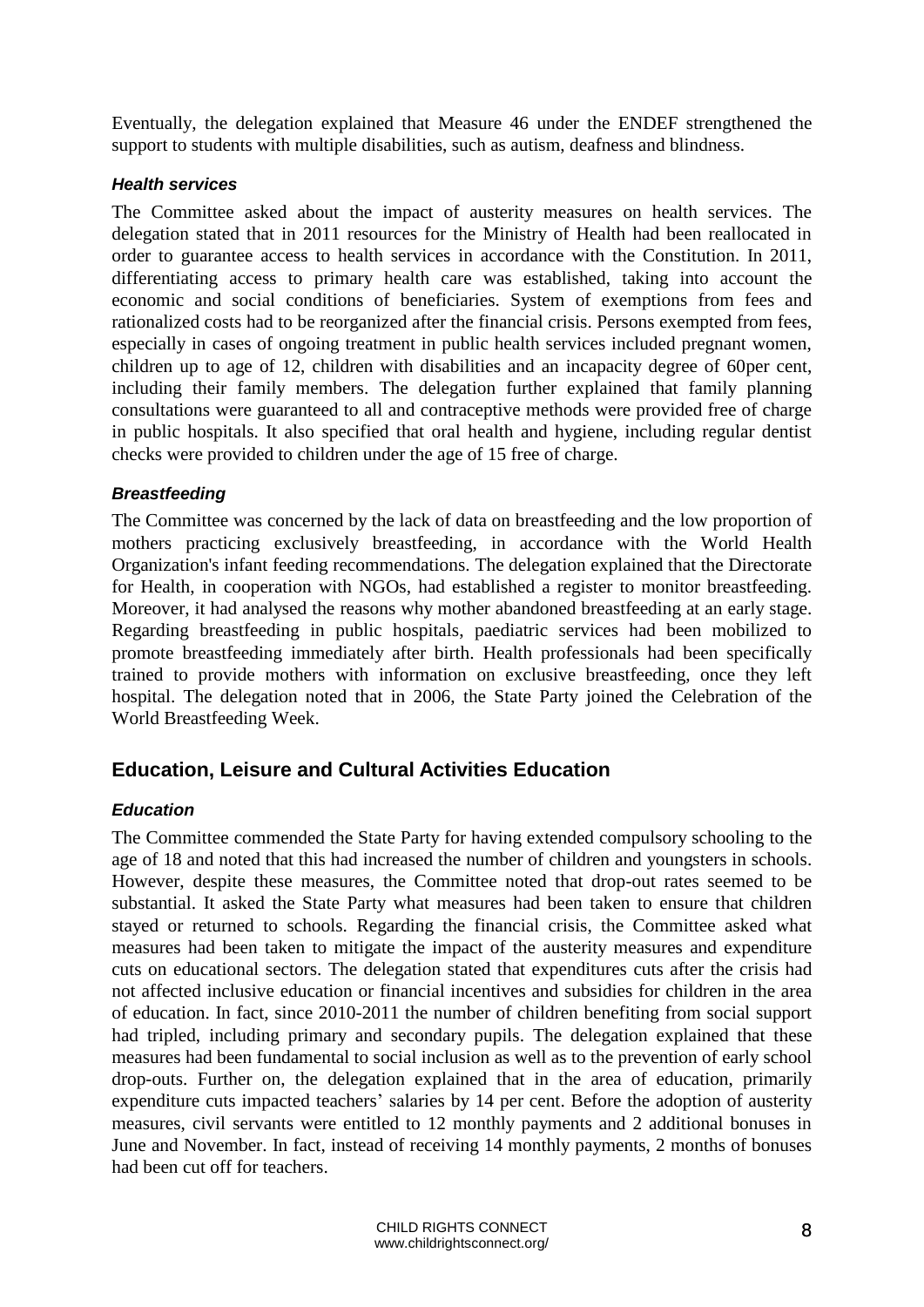Eventually, the delegation explained that Measure 46 under the ENDEF strengthened the support to students with multiple disabilities, such as autism, deafness and blindness.

### *Health services*

The Committee asked about the impact of austerity measures on health services. The delegation stated that in 2011 resources for the Ministry of Health had been reallocated in order to guarantee access to health services in accordance with the Constitution. In 2011, differentiating access to primary health care was established, taking into account the economic and social conditions of beneficiaries. System of exemptions from fees and rationalized costs had to be reorganized after the financial crisis. Persons exempted from fees, especially in cases of ongoing treatment in public health services included pregnant women, children up to age of 12, children with disabilities and an incapacity degree of 60per cent, including their family members. The delegation further explained that family planning consultations were guaranteed to all and contraceptive methods were provided free of charge in public hospitals. It also specified that oral health and hygiene, including regular dentist checks were provided to children under the age of 15 free of charge.

### *Breastfeeding*

The Committee was concerned by the lack of data on breastfeeding and the low proportion of mothers practicing exclusively breastfeeding, in accordance with the World Health Organization's infant feeding recommendations. The delegation explained that the Directorate for Health, in cooperation with NGOs, had established a register to monitor breastfeeding. Moreover, it had analysed the reasons why mother abandoned breastfeeding at an early stage. Regarding breastfeeding in public hospitals, paediatric services had been mobilized to promote breastfeeding immediately after birth. Health professionals had been specifically trained to provide mothers with information on exclusive breastfeeding, once they left hospital. The delegation noted that in 2006, the State Party joined the Celebration of the World Breastfeeding Week.

## Education, Leisure and Cultural Activities Education

### *Education*

The Committee commended the State Party for having extended compulsory schooling to the age of 18 and noted that this had increased the number of children and youngsters in schools. However, despite these measures, the Committee noted that drop-out rates seemed to be substantial. It asked the State Party what measures had been taken to ensure that children stayed or returned to schools. Regarding the financial crisis, the Committee asked what measures had been taken to mitigate the impact of the austerity measures and expenditure cuts on educational sectors. The delegation stated that expenditures cuts after the crisis had not affected inclusive education or financial incentives and subsidies for children in the area of education. In fact, since 2010-2011 the number of children benefiting from social support had tripled, including primary and secondary pupils. The delegation explained that these measures had been fundamental to social inclusion as well as to the prevention of early school drop-outs. Further on, the delegation explained that in the area of education, primarily expenditure cuts impacted teachers' salaries by 14 per cent. Before the adoption of austerity measures, civil servants were entitled to 12 monthly payments and 2 additional bonuses in June and November. In fact, instead of receiving 14 monthly payments, 2 months of bonuses had been cut off for teachers.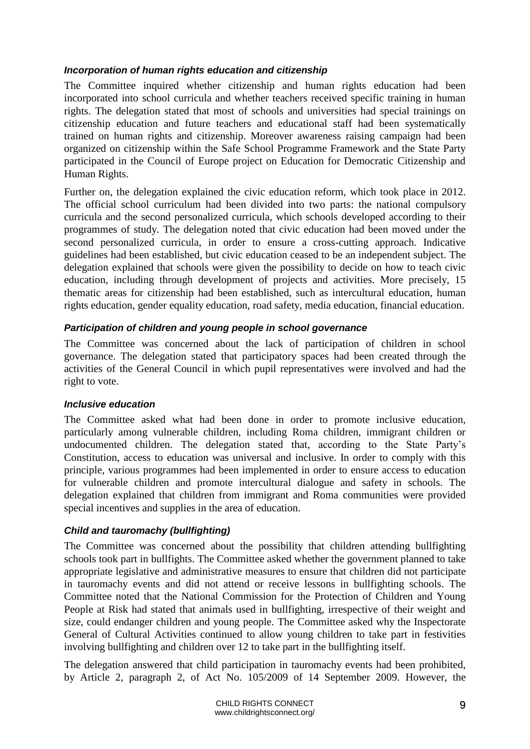#### *Incorporation of human rights education and citizenship*

The Committee inquired whether citizenship and human rights education had been incorporated into school curricula and whether teachers received specific training in human rights. The delegation stated that most of schools and universities had special trainings on citizenship education and future teachers and educational staff had been systematically trained on human rights and citizenship. Moreover awareness raising campaign had been organized on citizenship within the Safe School Programme Framework and the State Party participated in the Council of Europe project on Education for Democratic Citizenship and Human Rights.

Further on, the delegation explained the civic education reform, which took place in 2012. The official school curriculum had been divided into two parts: the national compulsory curricula and the second personalized curricula, which schools developed according to their programmes of study. The delegation noted that civic education had been moved under the second personalized curricula, in order to ensure a cross-cutting approach. Indicative guidelines had been established, but civic education ceased to be an independent subject. The delegation explained that schools were given the possibility to decide on how to teach civic education, including through development of projects and activities. More precisely, 15 thematic areas for citizenship had been established, such as intercultural education, human rights education, gender equality education, road safety, media education, financial education.

#### *Participation of children and young people in school governance*

The Committee was concerned about the lack of participation of children in school governance. The delegation stated that participatory spaces had been created through the activities of the General Council in which pupil representatives were involved and had the right to vote.

#### *Inclusive education*

The Committee asked what had been done in order to promote inclusive education, particularly among vulnerable children, including Roma children, immigrant children or undocumented children. The delegation stated that, according to the State Party's Constitution, access to education was universal and inclusive. In order to comply with this principle, various programmes had been implemented in order to ensure access to education for vulnerable children and promote intercultural dialogue and safety in schools. The delegation explained that children from immigrant and Roma communities were provided special incentives and supplies in the area of education.

#### *Child and tauromachy (bullfighting)*

The Committee was concerned about the possibility that children attending bullfighting schools took part in bullfights. The Committee asked whether the government planned to take appropriate legislative and administrative measures to ensure that children did not participate in tauromachy events and did not attend or receive lessons in bullfighting schools. The Committee noted that the National Commission for the Protection of Children and Young People at Risk had stated that animals used in bullfighting, irrespective of their weight and size, could endanger children and young people. The Committee asked why the Inspectorate General of Cultural Activities continued to allow young children to take part in festivities involving bullfighting and children over 12 to take part in the bullfighting itself.

The delegation answered that child participation in tauromachy events had been prohibited, by Article 2, paragraph 2, of Act No. 105/2009 of 14 September 2009. However, the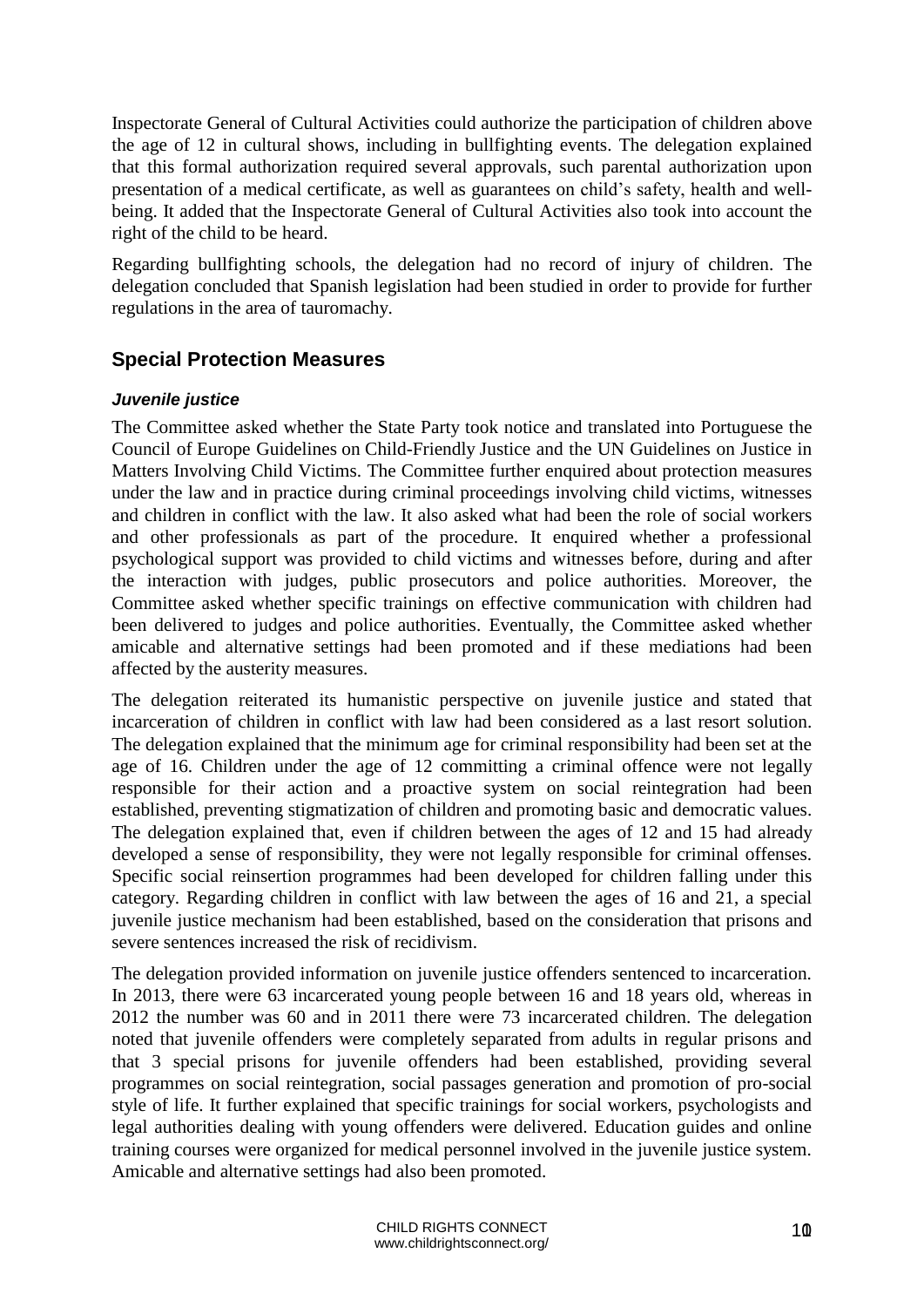Inspectorate General of Cultural Activities could authorize the participation of children above the age of 12 in cultural shows, including in bullfighting events. The delegation explained that this formal authorization required several approvals, such parental authorization upon presentation of a medical certificate, as well as guarantees on child's safety, health and well-being. It added that the Inspectorate General of Cultural Activities also took into account the right of the child to be heard.

Regarding bullfighting schools, the delegation had no record of injury of children. The delegation concluded that Spanish legislation had been studied in order to provide for further regulations in the area of tauromachy.

## Special Protection Measures

### *Juvenile justice*

The Committee asked whether the State Party took notice and translated into Portuguese the Council of Europe Guidelines on Child-Friendly Justice and the UN Guidelines on Justice in Matters Involving Child Victims. The Committee further enquired about protection measures under the law and in practice during criminal proceedings involving child victims, witnesses and children in conflict with the law. It also asked what had been the role of social workers and other professionals as part of the procedure. It enquired whether a professional psychological support was provided to child victims and witnesses before, during and after the interaction with judges, public prosecutors and police authorities. Moreover, the Committee asked whether specific trainings on effective communication with children had been delivered to judges and police authorities. Eventually, the Committee asked whether amicable and alternative settings had been promoted and if these mediations had been affected by the austerity measures.

The delegation reiterated its humanistic perspective on juvenile justice and stated that incarceration of children in conflict with law had been considered as a last resort solution. The delegation explained that the minimum age for criminal responsibility had been set at the age of 16. Children under the age of 12 committing a criminal offence were not legally responsible for their action and a proactive system on social reintegration had been established, preventing stigmatization of children and promoting basic and democratic values. The delegation explained that, even if children between the ages of 12 and 15 had already developed a sense of responsibility, they were not legally responsible for criminal offenses. Specific social reinsertion programmes had been developed for children falling under this category. Regarding children in conflict with law between the ages of 16 and 21, a special juvenile justice mechanism had been established, based on the consideration that prisons and severe sentences increased the risk of recidivism.

The delegation provided information on juvenile justice offenders sentenced to incarceration. In 2013, there were 63 incarcerated young people between 16 and 18 years old, whereas in 2012 the number was 60 and in 2011 there were 73 incarcerated children. The delegation noted that juvenile offenders were completely separated from adults in regular prisons and that 3 special prisons for juvenile offenders had been established, providing several programmes on social reintegration, social passages generation and promotion of pro-social style of life. It further explained that specific trainings for social workers, psychologists and legal authorities dealing with young offenders were delivered. Education guides and online training courses were organized for medical personnel involved in the juvenile justice system. Amicable and alternative settings had also been promoted.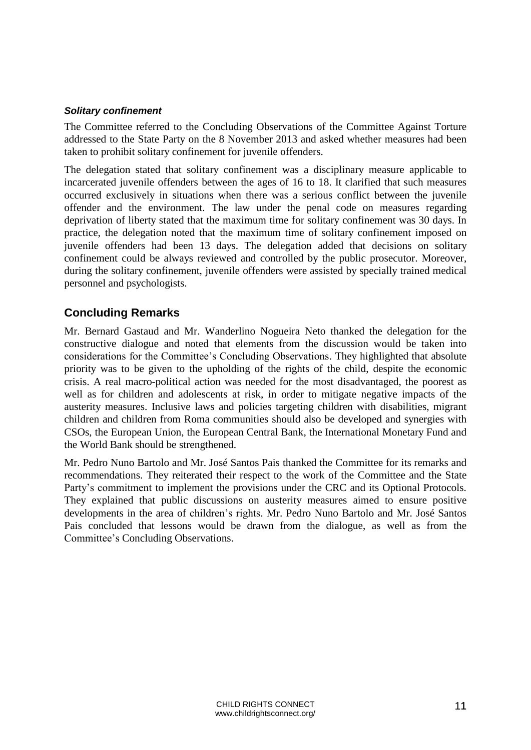### *Solitary confinement*

The Committee referred to the Concluding Observations of the Committee Against Torture addressed to the State Party on the 8 November 2013 and asked whether measures had been taken to prohibit solitary confinement for juvenile offenders.

The delegation stated that solitary confinement was a disciplinary measure applicable to incarcerated juvenile offenders between the ages of 16 to 18. It clarified that such measures occurred exclusively in situations when there was a serious conflict between the juvenile offender and the environment. The law under the penal code on measures regarding deprivation of liberty stated that the maximum time for solitary confinement was 30 days. In practice, the delegation noted that the maximum time of solitary confinement imposed on juvenile offenders had been 13 days. The delegation added that decisions on solitary confinement could be always reviewed and controlled by the public prosecutor. Moreover, during the solitary confinement, juvenile offenders were assisted by specially trained medical personnel and psychologists.

## Concluding Remarks

Mr. Bernard Gastaud and Mr. Wanderlino Nogueira Neto thanked the delegation for the constructive dialogue and noted that elements from the discussion would be taken into considerations for the Committee's Concluding Observations. They highlighted that absolute priority was to be given to the upholding of the rights of the child, despite the economic crisis. A real macro-political action was needed for the most disadvantaged, the poorest as well as for children and adolescents at risk, in order to mitigate negative impacts of the austerity measures. Inclusive laws and policies targeting children with disabilities, migrant children and children from Roma communities should also be developed and synergies with CSOs, the European Union, the European Central Bank, the International Monetary Fund and the World Bank should be strengthened.

Mr. Pedro Nuno Bartolo and Mr. José Santos Pais thanked the Committee for its remarks and recommendations. They reiterated their respect to the work of the Committee and the State Party's commitment to implement the provisions under the CRC and its Optional Protocols. They explained that public discussions on austerity measures aimed to ensure positive developments in the area of children's rights. Mr. Pedro Nuno Bartolo and Mr. José Santos Pais concluded that lessons would be drawn from the dialogue, as well as from the Committee's Concluding Observations.